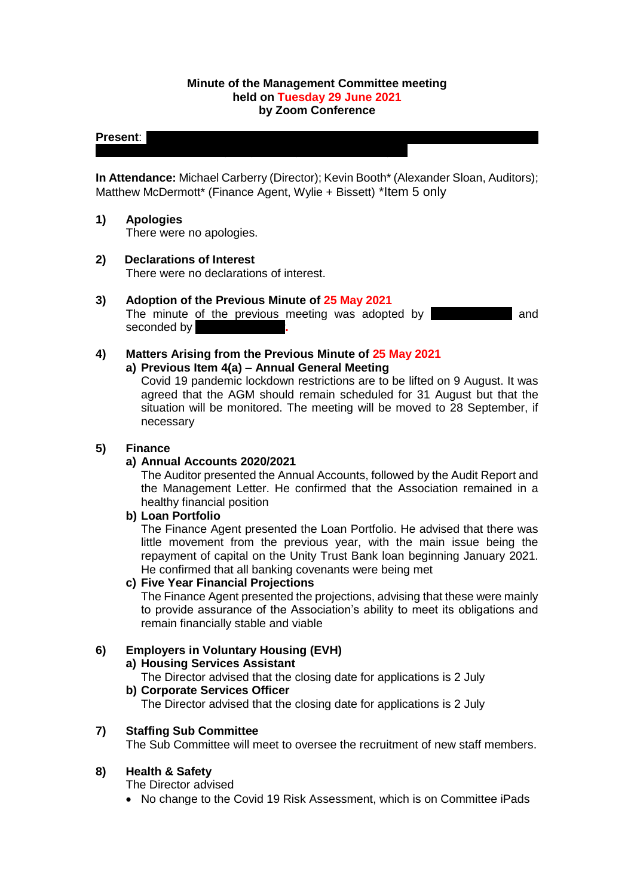**Minute of the Management Committee meeting**
**held on Tuesday 29 June 2021**
**by Zoom Conference**

**Present**:

**In Attendance:** Michael Carberry (Director); Kevin Booth* (Alexander Sloan, Auditors); Matthew McDermott* (Finance Agent, Wylie + Bissett) *Item 5 only

**1) Apologies**

There were no apologies.

**2) Declarations of Interest**

There were no declarations of interest.

**3) Adoption of the Previous Minute of 25 May 2021**

The minute of the previous meeting was adopted by and seconded by .

**4) Matters Arising from the Previous Minute of 25 May 2021**

**a) Previous Item 4(a) – Annual General Meeting**

Covid 19 pandemic lockdown restrictions are to be lifted on 9 August. It was agreed that the AGM should remain scheduled for 31 August but that the situation will be monitored. The meeting will be moved to 28 September, if necessary

**5) Finance**

**a) Annual Accounts 2020/2021**

The Auditor presented the Annual Accounts, followed by the Audit Report and the Management Letter. He confirmed that the Association remained in a healthy financial position

**b) Loan Portfolio**

The Finance Agent presented the Loan Portfolio. He advised that there was little movement from the previous year, with the main issue being the repayment of capital on the Unity Trust Bank loan beginning January 2021. He confirmed that all banking covenants were being met

**c) Five Year Financial Projections**

The Finance Agent presented the projections, advising that these were mainly to provide assurance of the Association's ability to meet its obligations and remain financially stable and viable

**6) Employers in Voluntary Housing (EVH)**

**a) Housing Services Assistant**

The Director advised that the closing date for applications is 2 July

**b) Corporate Services Officer**

The Director advised that the closing date for applications is 2 July

**7) Staffing Sub Committee**

The Sub Committee will meet to oversee the recruitment of new staff members.

**8) Health & Safety**

The Director advised

- No change to the Covid 19 Risk Assessment, which is on Committee iPads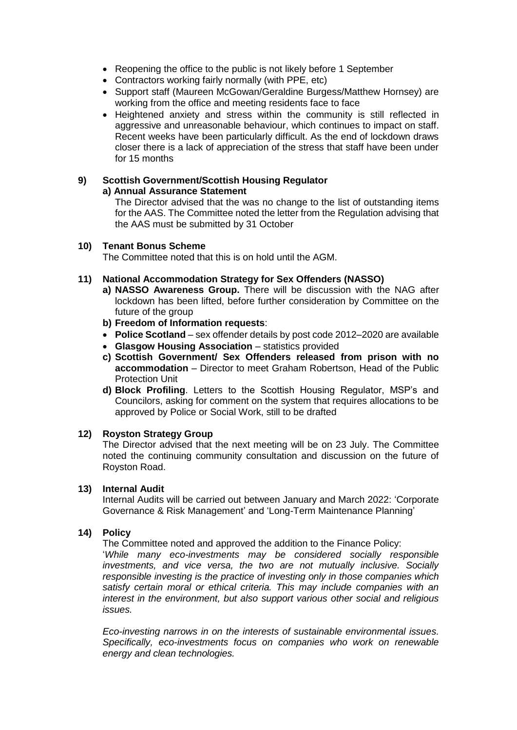- Reopening the office to the public is not likely before 1 September
- Contractors working fairly normally (with PPE, etc)
- Support staff (Maureen McGowan/Geraldine Burgess/Matthew Hornsey) are working from the office and meeting residents face to face
- Heightened anxiety and stress within the community is still reflected in aggressive and unreasonable behaviour, which continues to impact on staff. Recent weeks have been particularly difficult. As the end of lockdown draws closer there is a lack of appreciation of the stress that staff have been under for 15 months

**9) Scottish Government/Scottish Housing Regulator**

**a) Annual Assurance Statement**

The Director advised that the was no change to the list of outstanding items for the AAS. The Committee noted the letter from the Regulation advising that the AAS must be submitted by 31 October

**10) Tenant Bonus Scheme**

The Committee noted that this is on hold until the AGM.

**11) National Accommodation Strategy for Sex Offenders (NASSO)**

**a) NASSO Awareness Group.** There will be discussion with the NAG after lockdown has been lifted, before further consideration by Committee on the future of the group

**b) Freedom of Information requests**:

- **Police Scotland** – sex offender details by post code 2012–2020 are available
- **Glasgow Housing Association** – statistics provided

**c) Scottish Government/ Sex Offenders released from prison with no accommodation** – Director to meet Graham Robertson, Head of the Public Protection Unit

**d) Block Profiling**. Letters to the Scottish Housing Regulator, MSP's and Councilors, asking for comment on the system that requires allocations to be approved by Police or Social Work, still to be drafted

**12) Royston Strategy Group**

The Director advised that the next meeting will be on 23 July. The Committee noted the continuing community consultation and discussion on the future of Royston Road.

**13) Internal Audit**

Internal Audits will be carried out between January and March 2022: 'Corporate Governance & Risk Management' and 'Long-Term Maintenance Planning'

**14) Policy**

The Committee noted and approved the addition to the Finance Policy:

'*While many eco-investments may be considered socially responsible investments, and vice versa, the two are not mutually inclusive. Socially responsible investing is the practice of investing only in those companies which satisfy certain moral or ethical criteria. This may include companies with an interest in the environment, but also support various other social and religious issues.*

*Eco-investing narrows in on the interests of sustainable environmental issues. Specifically, eco-investments focus on companies who work on renewable energy and clean technologies.*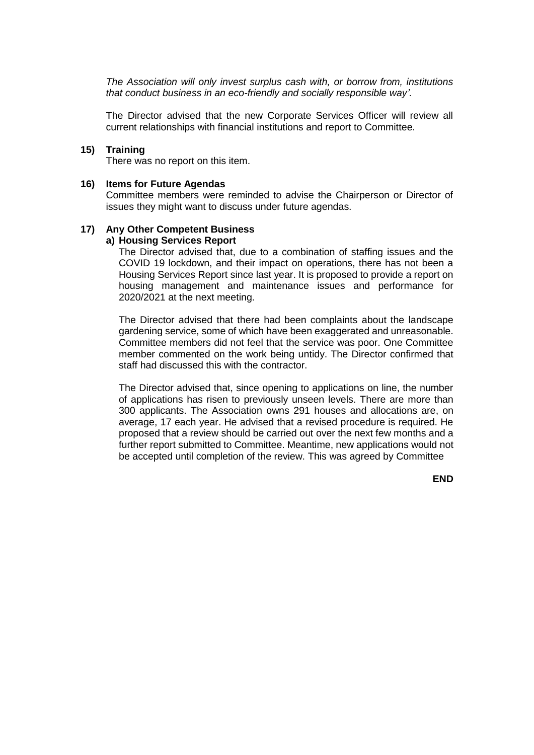*The Association will only invest surplus cash with, or borrow from, institutions that conduct business in an eco-friendly and socially responsible way'.*

The Director advised that the new Corporate Services Officer will review all current relationships with financial institutions and report to Committee.

**15) Training**

There was no report on this item.

**16) Items for Future Agendas**

Committee members were reminded to advise the Chairperson or Director of issues they might want to discuss under future agendas.

**17) Any Other Competent Business**

**a) Housing Services Report**

The Director advised that, due to a combination of staffing issues and the COVID 19 lockdown, and their impact on operations, there has not been a Housing Services Report since last year. It is proposed to provide a report on housing management and maintenance issues and performance for 2020/2021 at the next meeting.

The Director advised that there had been complaints about the landscape gardening service, some of which have been exaggerated and unreasonable. Committee members did not feel that the service was poor. One Committee member commented on the work being untidy. The Director confirmed that staff had discussed this with the contractor.

The Director advised that, since opening to applications on line, the number of applications has risen to previously unseen levels. There are more than 300 applicants. The Association owns 291 houses and allocations are, on average, 17 each year. He advised that a revised procedure is required. He proposed that a review should be carried out over the next few months and a further report submitted to Committee. Meantime, new applications would not be accepted until completion of the review. This was agreed by Committee

**END**